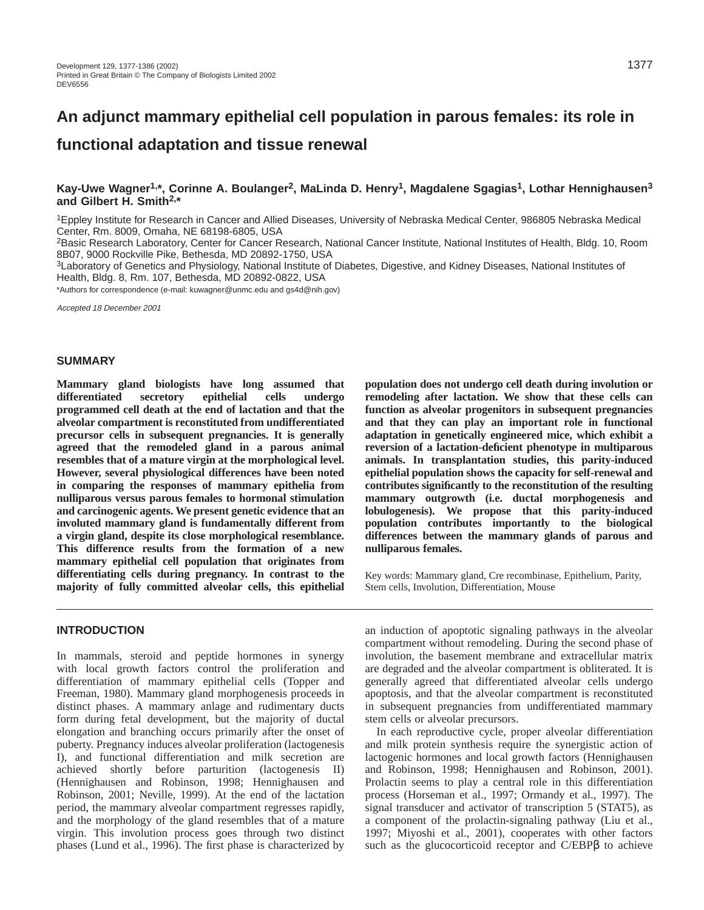# An adjunct mammary epithelial cell population in parous females: its role in functional adaptation and tissue renewal

**Kay-Uwe Wagner[1,*], Corinne A. Boulanger[2], MaLinda D. Henry[1], Magdalene Sgagias[1], Lothar Hennighausen[3] and Gilbert H. Smith[2,*]**

[1]Eppley Institute for Research in Cancer and Allied Diseases, University of Nebraska Medical Center, 986805 Nebraska Medical Center, Rm. 8009, Omaha, NE 68198-6805, USA
[2]Basic Research Laboratory, Center for Cancer Research, National Cancer Institute, National Institutes of Health, Bldg. 10, Room 8B07, 9000 Rockville Pike, Bethesda, MD 20892-1750, USA
[3]Laboratory of Genetics and Physiology, National Institute of Diabetes, Digestive, and Kidney Diseases, National Institutes of Health, Bldg. 8, Rm. 107, Bethesda, MD 20892-0822, USA
*Authors for correspondence (e-mail: kuwagner@unmc.edu and gs4d@nih.gov)

*Accepted 18 December 2001*

## SUMMARY

**Mammary gland biologists have long assumed that differentiated secretory epithelial cells undergo programmed cell death at the end of lactation and that the alveolar compartment is reconstituted from undifferentiated precursor cells in subsequent pregnancies. It is generally agreed that the remodeled gland in a parous animal resembles that of a mature virgin at the morphological level. However, several physiological differences have been noted in comparing the responses of mammary epithelia from nulliparous versus parous females to hormonal stimulation and carcinogenic agents. We present genetic evidence that an involuted mammary gland is fundamentally different from a virgin gland, despite its close morphological resemblance. This difference results from the formation of a new mammary epithelial cell population that originates from differentiating cells during pregnancy. In contrast to the majority of fully committed alveolar cells, this epithelial population does not undergo cell death during involution or remodeling after lactation. We show that these cells can function as alveolar progenitors in subsequent pregnancies and that they can play an important role in functional adaptation in genetically engineered mice, which exhibit a reversion of a lactation-deficient phenotype in multiparous animals. In transplantation studies, this parity-induced epithelial population shows the capacity for self-renewal and contributes significantly to the reconstitution of the resulting mammary outgrowth (i.e. ductal morphogenesis and lobulogenesis). We propose that this parity-induced population contributes importantly to the biological differences between the mammary glands of parous and nulliparous females.**

Key words: Mammary gland, Cre recombinase, Epithelium, Parity, Stem cells, Involution, Differentiation, Mouse

## INTRODUCTION

In mammals, steroid and peptide hormones in synergy with local growth factors control the proliferation and differentiation of mammary epithelial cells (Topper and Freeman, 1980). Mammary gland morphogenesis proceeds in distinct phases. A mammary anlage and rudimentary ducts form during fetal development, but the majority of ductal elongation and branching occurs primarily after the onset of puberty. Pregnancy induces alveolar proliferation (lactogenesis I), and functional differentiation and milk secretion are achieved shortly before parturition (lactogenesis II) (Hennighausen and Robinson, 1998; Hennighausen and Robinson, 2001; Neville, 1999). At the end of the lactation period, the mammary alveolar compartment regresses rapidly, and the morphology of the gland resembles that of a mature virgin. This involution process goes through two distinct phases (Lund et al., 1996). The first phase is characterized by an induction of apoptotic signaling pathways in the alveolar compartment without remodeling. During the second phase of involution, the basement membrane and extracellular matrix are degraded and the alveolar compartment is obliterated. It is generally agreed that differentiated alveolar cells undergo apoptosis, and that the alveolar compartment is reconstituted in subsequent pregnancies from undifferentiated mammary stem cells or alveolar precursors.

In each reproductive cycle, proper alveolar differentiation and milk protein synthesis require the synergistic action of lactogenic hormones and local growth factors (Hennighausen and Robinson, 1998; Hennighausen and Robinson, 2001). Prolactin seems to play a central role in this differentiation process (Horseman et al., 1997; Ormandy et al., 1997). The signal transducer and activator of transcription 5 (STAT5), as a component of the prolactin-signaling pathway (Liu et al., 1997; Miyoshi et al., 2001), cooperates with other factors such as the glucocorticoid receptor and C/EBPβ to achieve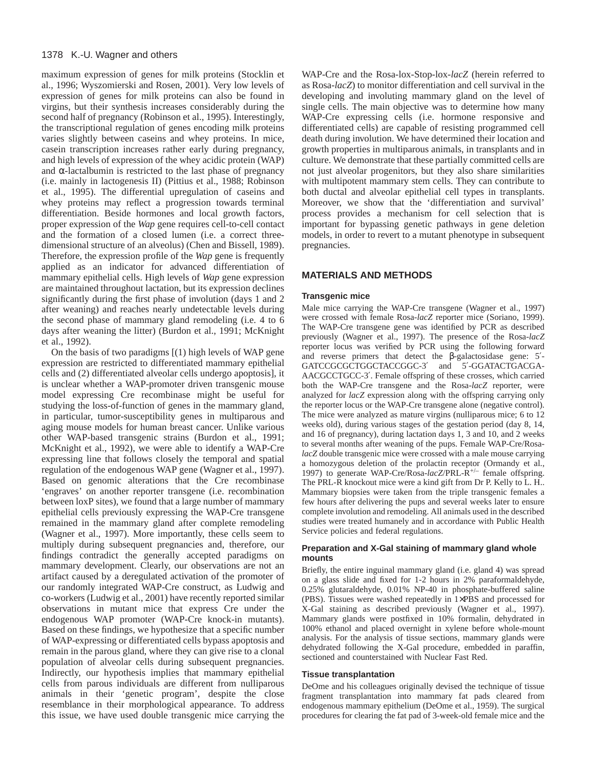maximum expression of genes for milk proteins (Stocklin et al., 1996; Wyszomierski and Rosen, 2001). Very low levels of expression of genes for milk proteins can also be found in virgins, but their synthesis increases considerably during the second half of pregnancy (Robinson et al., 1995). Interestingly, the transcriptional regulation of genes encoding milk proteins varies slightly between caseins and whey proteins. In mice, casein transcription increases rather early during pregnancy, and high levels of expression of the whey acidic protein (WAP) and α-lactalbumin is restricted to the last phase of pregnancy (i.e. mainly in lactogenesis II) (Pittius et al., 1988; Robinson et al., 1995). The differential upregulation of caseins and whey proteins may reflect a progression towards terminal differentiation. Beside hormones and local growth factors, proper expression of the *Wap* gene requires cell-to-cell contact and the formation of a closed lumen (i.e. a correct three-dimensional structure of an alveolus) (Chen and Bissell, 1989). Therefore, the expression profile of the *Wap* gene is frequently applied as an indicator for advanced differentiation of mammary epithelial cells. High levels of *Wap* gene expression are maintained throughout lactation, but its expression declines significantly during the first phase of involution (days 1 and 2 after weaning) and reaches nearly undetectable levels during the second phase of mammary gland remodeling (i.e. 4 to 6 days after weaning the litter) (Burdon et al., 1991; McKnight et al., 1992).

On the basis of two paradigms [(1) high levels of WAP gene expression are restricted to differentiated mammary epithelial cells and (2) differentiated alveolar cells undergo apoptosis], it is unclear whether a WAP-promoter driven transgenic mouse model expressing Cre recombinase might be useful for studying the loss-of-function of genes in the mammary gland, in particular, tumor-susceptibility genes in multiparous and aging mouse models for human breast cancer. Unlike various other WAP-based transgenic strains (Burdon et al., 1991; McKnight et al., 1992), we were able to identify a WAP-Cre expressing line that follows closely the temporal and spatial regulation of the endogenous WAP gene (Wagner et al., 1997). Based on genomic alterations that the Cre recombinase 'engraves' on another reporter transgene (i.e. recombination between loxP sites), we found that a large number of mammary epithelial cells previously expressing the WAP-Cre transgene remained in the mammary gland after complete remodeling (Wagner et al., 1997). More importantly, these cells seem to multiply during subsequent pregnancies and, therefore, our findings contradict the generally accepted paradigms on mammary development. Clearly, our observations are not an artifact caused by a deregulated activation of the promoter of our randomly integrated WAP-Cre construct, as Ludwig and co-workers (Ludwig et al., 2001) have recently reported similar observations in mutant mice that express Cre under the endogenous WAP promoter (WAP-Cre knock-in mutants). Based on these findings, we hypothesize that a specific number of WAP-expressing or differentiated cells bypass apoptosis and remain in the parous gland, where they can give rise to a clonal population of alveolar cells during subsequent pregnancies. Indirectly, our hypothesis implies that mammary epithelial cells from parous individuals are different from nulliparous animals in their 'genetic program', despite the close resemblance in their morphological appearance. To address this issue, we have used double transgenic mice carrying the WAP-Cre and the Rosa-lox-Stop-lox-*lacZ* (herein referred to as Rosa-*lacZ*) to monitor differentiation and cell survival in the developing and involuting mammary gland on the level of single cells. The main objective was to determine how many WAP-Cre expressing cells (i.e. hormone responsive and differentiated cells) are capable of resisting programmed cell death during involution. We have determined their location and growth properties in multiparous animals, in transplants and in culture. We demonstrate that these partially committed cells are not just alveolar progenitors, but they also share similarities with multipotent mammary stem cells. They can contribute to both ductal and alveolar epithelial cell types in transplants. Moreover, we show that the 'differentiation and survival' process provides a mechanism for cell selection that is important for bypassing genetic pathways in gene deletion models, in order to revert to a mutant phenotype in subsequent pregnancies.

## MATERIALS AND METHODS

### Transgenic mice

Male mice carrying the WAP-Cre transgene (Wagner et al., 1997) were crossed with female Rosa-*lacZ* reporter mice (Soriano, 1999). The WAP-Cre transgene gene was identified by PCR as described previously (Wagner et al., 1997). The presence of the Rosa-*lacZ* reporter locus was verified by PCR using the following forward and reverse primers that detect the β-galactosidase gene: 5′-GATCCGCGCTGGCTACCGGC-3′ and 5′-GGATACTGACGA-AACGCCTGCC-3′. Female offspring of these crosses, which carried both the WAP-Cre transgene and the Rosa-*lacZ* reporter, were analyzed for *lacZ* expression along with the offspring carrying only the reporter locus or the WAP-Cre transgene alone (negative control). The mice were analyzed as mature virgins (nulliparous mice; 6 to 12 weeks old), during various stages of the gestation period (day 8, 14, and 16 of pregnancy), during lactation days 1, 3 and 10, and 2 weeks to several months after weaning of the pups. Female WAP-Cre/Rosa-*lacZ* double transgenic mice were crossed with a male mouse carrying a homozygous deletion of the prolactin receptor (Ormandy et al., 1997) to generate WAP-Cre/Rosa-*lacZ*/PRL-R$^{+/-}$ female offspring. The PRL-R knockout mice were a kind gift from Dr P. Kelly to L. H.. Mammary biopsies were taken from the triple transgenic females a few hours after delivering the pups and several weeks later to ensure complete involution and remodeling. All animals used in the described studies were treated humanely and in accordance with Public Health Service policies and federal regulations.

### Preparation and X-Gal staining of mammary gland whole mounts

Briefly, the entire inguinal mammary gland (i.e. gland 4) was spread on a glass slide and fixed for 1-2 hours in 2% paraformaldehyde, 0.25% glutaraldehyde, 0.01% NP-40 in phosphate-buffered saline (PBS). Tissues were washed repeatedly in 1×PBS and processed for X-Gal staining as described previously (Wagner et al., 1997). Mammary glands were postfixed in 10% formalin, dehydrated in 100% ethanol and placed overnight in xylene before whole-mount analysis. For the analysis of tissue sections, mammary glands were dehydrated following the X-Gal procedure, embedded in paraffin, sectioned and counterstained with Nuclear Fast Red.

### Tissue transplantation

DeOme and his colleagues originally devised the technique of tissue fragment transplantation into mammary fat pads cleared from endogenous mammary epithelium (DeOme et al., 1959). The surgical procedures for clearing the fat pad of 3-week-old female mice and the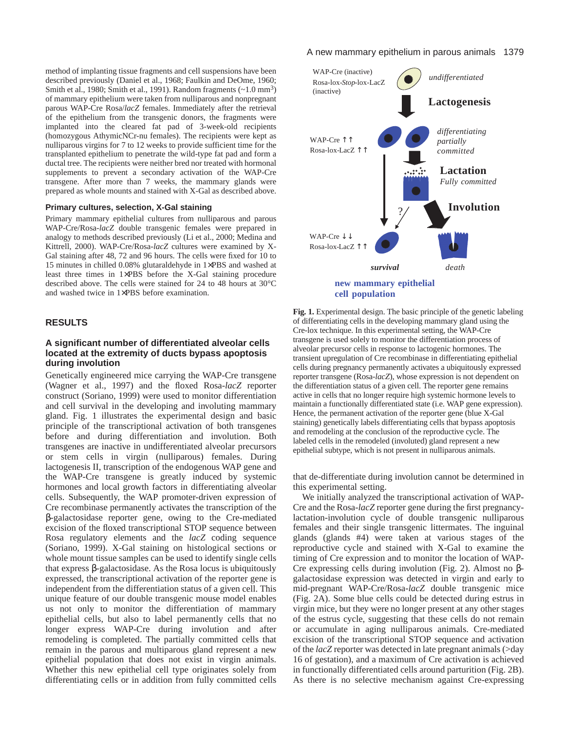method of implanting tissue fragments and cell suspensions have been described previously (Daniel et al., 1968; Faulkin and DeOme, 1960; Smith et al., 1980; Smith et al., 1991). Random fragments (~1.0 mm$^3$) of mammary epithelium were taken from nulliparous and nonpregnant parous WAP-Cre Rosa/*lacZ* females. Immediately after the retrieval of the epithelium from the transgenic donors, the fragments were implanted into the cleared fat pad of 3-week-old recipients (homozygous AthymicNCr-nu females). The recipients were kept as nulliparous virgins for 7 to 12 weeks to provide sufficient time for the transplanted epithelium to penetrate the wild-type fat pad and form a ductal tree. The recipients were neither bred nor treated with hormonal supplements to prevent a secondary activation of the WAP-Cre transgene. After more than 7 weeks, the mammary glands were prepared as whole mounts and stained with X-Gal as described above.

### Primary cultures, selection, X-Gal staining

Primary mammary epithelial cultures from nulliparous and parous WAP-Cre/Rosa-*lacZ* double transgenic females were prepared in analogy to methods described previously (Li et al., 2000; Medina and Kittrell, 2000). WAP-Cre/Rosa-*lacZ* cultures were examined by X-Gal staining after 48, 72 and 96 hours. The cells were fixed for 10 to 15 minutes in chilled 0.08% glutaraldehyde in 1×PBS and washed at least three times in 1×PBS before the X-Gal staining procedure described above. The cells were stained for 24 to 48 hours at 30°C and washed twice in 1×PBS before examination.

## RESULTS

### A significant number of differentiated alveolar cells located at the extremity of ducts bypass apoptosis during involution

Genetically engineered mice carrying the WAP-Cre transgene (Wagner et al., 1997) and the floxed Rosa-*lacZ* reporter construct (Soriano, 1999) were used to monitor differentiation and cell survival in the developing and involuting mammary gland. Fig. 1 illustrates the experimental design and basic principle of the transcriptional activation of both transgenes before and during differentiation and involution. Both transgenes are inactive in undifferentiated alveolar precursors or stem cells in virgin (nulliparous) females. During lactogenesis II, transcription of the endogenous WAP gene and the WAP-Cre transgene is greatly induced by systemic hormones and local growth factors in differentiating alveolar cells. Subsequently, the WAP promoter-driven expression of Cre recombinase permanently activates the transcription of the β-galactosidase reporter gene, owing to the Cre-mediated excision of the floxed transcriptional STOP sequence between Rosa regulatory elements and the *lacZ* coding sequence (Soriano, 1999). X-Gal staining on histological sections or whole mount tissue samples can be used to identify single cells that express β-galactosidase. As the Rosa locus is ubiquitously expressed, the transcriptional activation of the reporter gene is independent from the differentiation status of a given cell. This unique feature of our double transgenic mouse model enables us not only to monitor the differentiation of mammary epithelial cells, but also to label permanently cells that no longer express WAP-Cre during involution and after remodeling is completed. The partially committed cells that remain in the parous and multiparous gland represent a new epithelial population that does not exist in virgin animals. Whether this new epithelial cell type originates solely from differentiating cells or in addition from fully committed cells that de-differentiate during involution cannot be determined in this experimental setting.

WAP-Cre (inactive)
Rosa-lox-*Stop*-lox-LacZ (inactive)
*undifferentiated*
**Lactogenesis**
WAP-Cre ↑↑
Rosa-lox-LacZ ↑↑
*differentiating partially committed*
**Lactation**
*Fully committed*
**Involution**
WAP-Cre ↓↓
Rosa-lox-LacZ ↑↑
*survival*
*death*
**new mammary epithelial cell population**

**Fig. 1.** Experimental design. The basic principle of the genetic labeling of differentiating cells in the developing mammary gland using the Cre-lox technique. In this experimental setting, the WAP-Cre transgene is used solely to monitor the differentiation process of alveolar precursor cells in response to lactogenic hormones. The transient upregulation of Cre recombinase in differentiating epithelial cells during pregnancy permanently activates a ubiquitously expressed reporter transgene (Rosa-*lacZ*), whose expression is not dependent on the differentiation status of a given cell. The reporter gene remains active in cells that no longer require high systemic hormone levels to maintain a functionally differentiated state (i.e. WAP gene expression). Hence, the permanent activation of the reporter gene (blue X-Gal staining) genetically labels differentiating cells that bypass apoptosis and remodeling at the conclusion of the reproductive cycle. The labeled cells in the remodeled (involuted) gland represent a new epithelial subtype, which is not present in nulliparous animals.

We initially analyzed the transcriptional activation of WAP-Cre and the Rosa-*lacZ* reporter gene during the first pregnancy-lactation-involution cycle of double transgenic nulliparous females and their single transgenic littermates. The inguinal glands (glands #4) were taken at various stages of the reproductive cycle and stained with X-Gal to examine the timing of Cre expression and to monitor the location of WAP-Cre expressing cells during involution (Fig. 2). Almost no β-galactosidase expression was detected in virgin and early to mid-pregnant WAP-Cre/Rosa-*lacZ* double transgenic mice (Fig. 2A). Some blue cells could be detected during estrus in virgin mice, but they were no longer present at any other stages of the estrus cycle, suggesting that these cells do not remain or accumulate in aging nulliparous animals. Cre-mediated excision of the transcriptional STOP sequence and activation of the *lacZ* reporter was detected in late pregnant animals (>day 16 of gestation), and a maximum of Cre activation is achieved in functionally differentiated cells around parturition (Fig. 2B). As there is no selective mechanism against Cre-expressing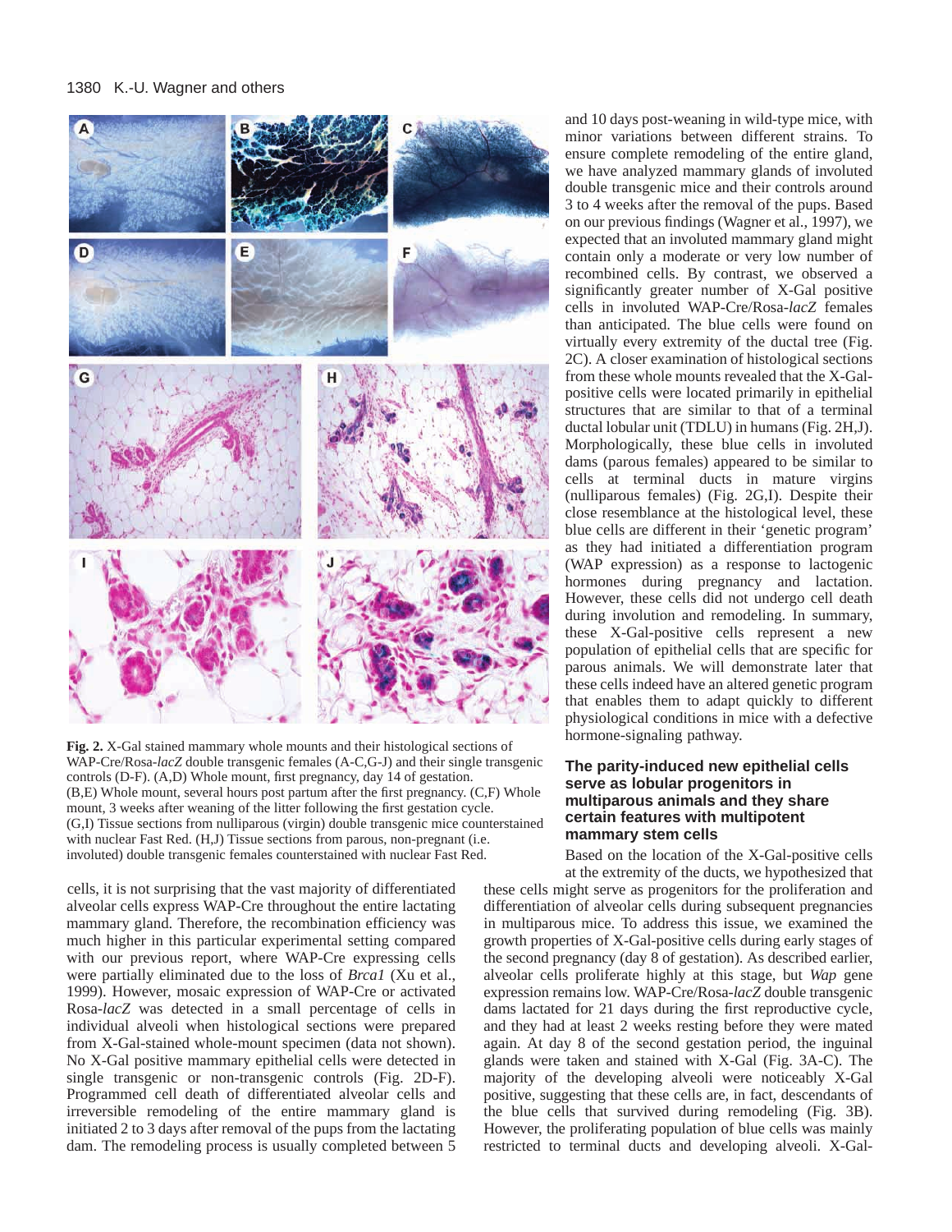and 10 days post-weaning in wild-type mice, with minor variations between different strains. To ensure complete remodeling of the entire gland, we have analyzed mammary glands of involuted double transgenic mice and their controls around 3 to 4 weeks after the removal of the pups. Based on our previous findings (Wagner et al., 1997), we expected that an involuted mammary gland might contain only a moderate or very low number of recombined cells. By contrast, we observed a significantly greater number of X-Gal positive cells in involuted WAP-Cre/Rosa-*lacZ* females than anticipated. The blue cells were found on virtually every extremity of the ductal tree (Fig. 2C). A closer examination of histological sections from these whole mounts revealed that the X-Gal-positive cells were located primarily in epithelial structures that are similar to that of a terminal ductal lobular unit (TDLU) in humans (Fig. 2H,J). Morphologically, these blue cells in involuted dams (parous females) appeared to be similar to cells at terminal ducts in mature virgins (nulliparous females) (Fig. 2G,I). Despite their close resemblance at the histological level, these blue cells are different in their 'genetic program' as they had initiated a differentiation program (WAP expression) as a response to lactogenic hormones during pregnancy and lactation. However, these cells did not undergo cell death during involution and remodeling. In summary, these X-Gal-positive cells represent a new population of epithelial cells that are specific for parous animals. We will demonstrate later that these cells indeed have an altered genetic program that enables them to adapt quickly to different physiological conditions in mice with a defective hormone-signaling pathway.

**Fig. 2.** X-Gal stained mammary whole mounts and their histological sections of WAP-Cre/Rosa-*lacZ* double transgenic females (A-C,G-J) and their single transgenic controls (D-F). (A,D) Whole mount, first pregnancy, day 14 of gestation. (B,E) Whole mount, several hours post partum after the first pregnancy. (C,F) Whole mount, 3 weeks after weaning of the litter following the first gestation cycle. (G,I) Tissue sections from nulliparous (virgin) double transgenic mice counterstained with nuclear Fast Red. (H,J) Tissue sections from parous, non-pregnant (i.e. involuted) double transgenic females counterstained with nuclear Fast Red.

cells, it is not surprising that the vast majority of differentiated alveolar cells express WAP-Cre throughout the entire lactating mammary gland. Therefore, the recombination efficiency was much higher in this particular experimental setting compared with our previous report, where WAP-Cre expressing cells were partially eliminated due to the loss of *Brca1* (Xu et al., 1999). However, mosaic expression of WAP-Cre or activated Rosa-*lacZ* was detected in a small percentage of cells in individual alveoli when histological sections were prepared from X-Gal-stained whole-mount specimen (data not shown). No X-Gal positive mammary epithelial cells were detected in single transgenic or non-transgenic controls (Fig. 2D-F). Programmed cell death of differentiated alveolar cells and irreversible remodeling of the entire mammary gland is initiated 2 to 3 days after removal of the pups from the lactating dam. The remodeling process is usually completed between 5

## The parity-induced new epithelial cells serve as lobular progenitors in multiparous animals and they share certain features with multipotent mammary stem cells

Based on the location of the X-Gal-positive cells at the extremity of the ducts, we hypothesized that these cells might serve as progenitors for the proliferation and differentiation of alveolar cells during subsequent pregnancies in multiparous mice. To address this issue, we examined the growth properties of X-Gal-positive cells during early stages of the second pregnancy (day 8 of gestation). As described earlier, alveolar cells proliferate highly at this stage, but *Wap* gene expression remains low. WAP-Cre/Rosa-*lacZ* double transgenic dams lactated for 21 days during the first reproductive cycle, and they had at least 2 weeks resting before they were mated again. At day 8 of the second gestation period, the inguinal glands were taken and stained with X-Gal (Fig. 3A-C). The majority of the developing alveoli were noticeably X-Gal positive, suggesting that these cells are, in fact, descendants of the blue cells that survived during remodeling (Fig. 3B). However, the proliferating population of blue cells was mainly restricted to terminal ducts and developing alveoli. X-Gal-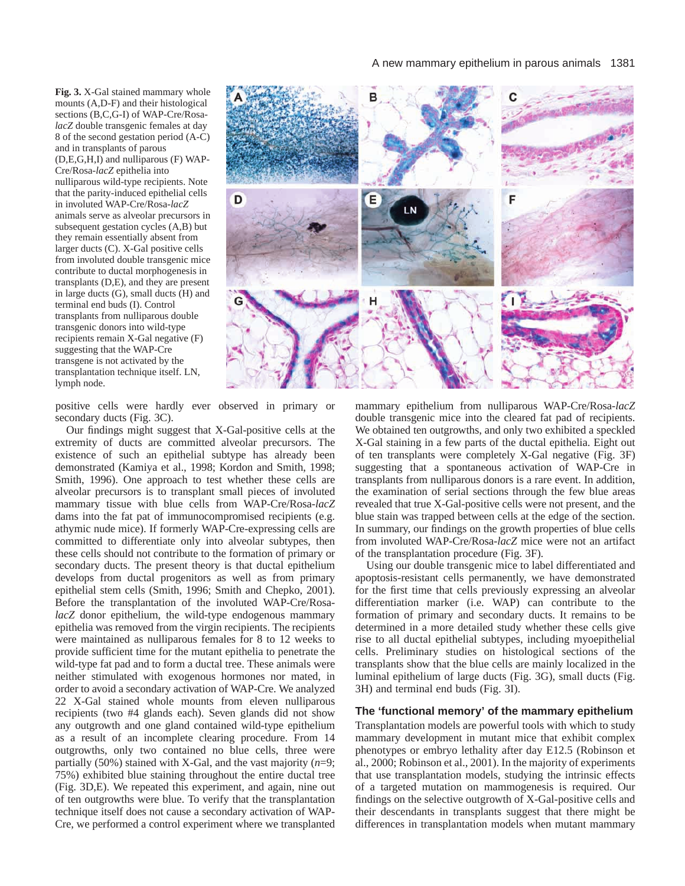**Fig. 3.** X-Gal stained mammary whole mounts (A,D-F) and their histological sections (B,C,G-I) of WAP-Cre/Rosa-*lacZ* double transgenic females at day 8 of the second gestation period (A-C) and in transplants of parous (D,E,G,H,I) and nulliparous (F) WAP-Cre/Rosa-*lacZ* epithelia into nulliparous wild-type recipients. Note that the parity-induced epithelial cells in involuted WAP-Cre/Rosa-*lacZ* animals serve as alveolar precursors in subsequent gestation cycles (A,B) but they remain essentially absent from larger ducts (C). X-Gal positive cells from involuted double transgenic mice contribute to ductal morphogenesis in transplants (D,E), and they are present in large ducts (G), small ducts (H) and terminal end buds (I). Control transplants from nulliparous double transgenic donors into wild-type recipients remain X-Gal negative (F) suggesting that the WAP-Cre transgene is not activated by the transplantation technique itself. LN, lymph node.

positive cells were hardly ever observed in primary or secondary ducts (Fig. 3C).

Our findings might suggest that X-Gal-positive cells at the extremity of ducts are committed alveolar precursors. The existence of such an epithelial subtype has already been demonstrated (Kamiya et al., 1998; Kordon and Smith, 1998; Smith, 1996). One approach to test whether these cells are alveolar precursors is to transplant small pieces of involuted mammary tissue with blue cells from WAP-Cre/Rosa-*lacZ* dams into the fat pad of immunocompromised recipients (e.g. athymic nude mice). If formerly WAP-Cre-expressing cells are committed to differentiate only into alveolar subtypes, then these cells should not contribute to the formation of primary or secondary ducts. The present theory is that ductal epithelium develops from ductal progenitors as well as from primary epithelial stem cells (Smith, 1996; Smith and Chepko, 2001). Before the transplantation of the involuted WAP-Cre/Rosa-*lacZ* donor epithelium, the wild-type endogenous mammary epithelia was removed from the virgin recipients. The recipients were maintained as nulliparous females for 8 to 12 weeks to provide sufficient time for the mutant epithelia to penetrate the wild-type fat pad and to form a ductal tree. These animals were neither stimulated with exogenous hormones nor mated, in order to avoid a secondary activation of WAP-Cre. We analyzed 22 X-Gal stained whole mounts from eleven nulliparous recipients (two #4 glands each). Seven glands did not show any outgrowth and one gland contained wild-type epithelium as a result of an incomplete clearing procedure. From 14 outgrowths, only two contained no blue cells, three were partially (50%) stained with X-Gal, and the vast majority ($n$=9; 75%) exhibited blue staining throughout the entire ductal tree (Fig. 3D,E). We repeated this experiment, and again, nine out of ten outgrowths were blue. To verify that the transplantation technique itself does not cause a secondary activation of WAP-Cre, we performed a control experiment where we transplanted mammary epithelium from nulliparous WAP-Cre/Rosa-*lacZ* double transgenic mice into the cleared fat pad of recipients. We obtained ten outgrowths, and only two exhibited a speckled X-Gal staining in a few parts of the ductal epithelia. Eight out of ten transplants were completely X-Gal negative (Fig. 3F) suggesting that a spontaneous activation of WAP-Cre in transplants from nulliparous donors is a rare event. In addition, the examination of serial sections through the few blue areas revealed that true X-Gal-positive cells were not present, and the blue stain was trapped between cells at the edge of the section. In summary, our findings on the growth properties of blue cells from involuted WAP-Cre/Rosa-*lacZ* mice were not an artifact of the transplantation procedure (Fig. 3F).

Using our double transgenic mice to label differentiated and apoptosis-resistant cells permanently, we have demonstrated for the first time that cells previously expressing an alveolar differentiation marker (i.e. WAP) can contribute to the formation of primary and secondary ducts. It remains to be determined in a more detailed study whether these cells give rise to all ductal epithelial subtypes, including myoepithelial cells. Preliminary studies on histological sections of the transplants show that the blue cells are mainly localized in the luminal epithelium of large ducts (Fig. 3G), small ducts (Fig. 3H) and terminal end buds (Fig. 3I).

### The 'functional memory' of the mammary epithelium

Transplantation models are powerful tools with which to study mammary development in mutant mice that exhibit complex phenotypes or embryo lethality after day E12.5 (Robinson et al., 2000; Robinson et al., 2001). In the majority of experiments that use transplantation models, studying the intrinsic effects of a targeted mutation on mammogenesis is required. Our findings on the selective outgrowth of X-Gal-positive cells and their descendants in transplants suggest that there might be differences in transplantation models when mutant mammary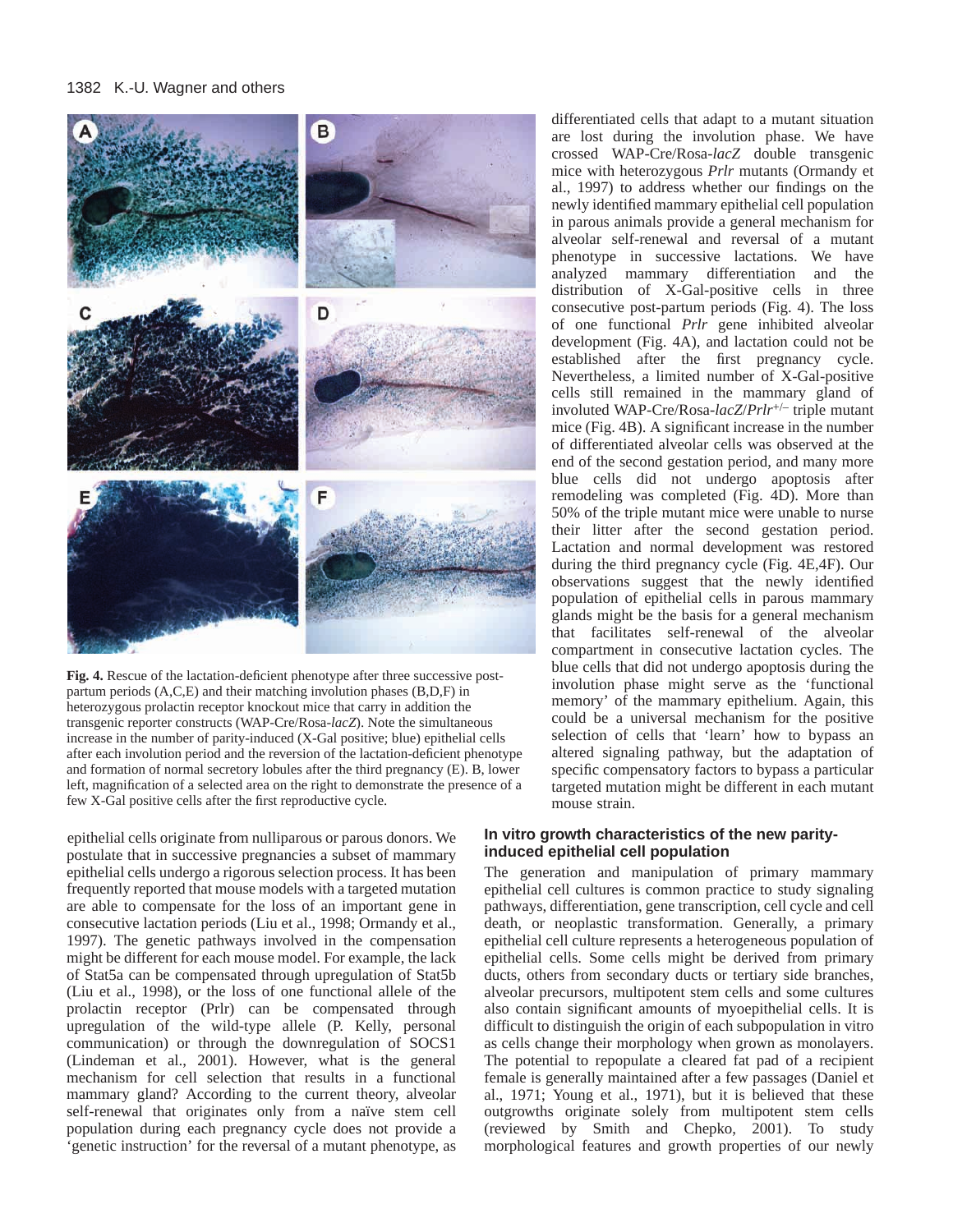**Fig. 4.** Rescue of the lactation-deficient phenotype after three successive post-partum periods (A,C,E) and their matching involution phases (B,D,F) in heterozygous prolactin receptor knockout mice that carry in addition the transgenic reporter constructs (WAP-Cre/Rosa-*lacZ*). Note the simultaneous increase in the number of parity-induced (X-Gal positive; blue) epithelial cells after each involution period and the reversion of the lactation-deficient phenotype and formation of normal secretory lobules after the third pregnancy (E). B, lower left, magnification of a selected area on the right to demonstrate the presence of a few X-Gal positive cells after the first reproductive cycle.

epithelial cells originate from nulliparous or parous donors. We postulate that in successive pregnancies a subset of mammary epithelial cells undergo a rigorous selection process. It has been frequently reported that mouse models with a targeted mutation are able to compensate for the loss of an important gene in consecutive lactation periods (Liu et al., 1998; Ormandy et al., 1997). The genetic pathways involved in the compensation might be different for each mouse model. For example, the lack of Stat5a can be compensated through upregulation of Stat5b (Liu et al., 1998), or the loss of one functional allele of the prolactin receptor (Prlr) can be compensated through upregulation of the wild-type allele (P. Kelly, personal communication) or through the downregulation of SOCS1 (Lindeman et al., 2001). However, what is the general mechanism for cell selection that results in a functional mammary gland? According to the current theory, alveolar self-renewal that originates only from a naïve stem cell population during each pregnancy cycle does not provide a 'genetic instruction' for the reversal of a mutant phenotype, as differentiated cells that adapt to a mutant situation are lost during the involution phase. We have crossed WAP-Cre/Rosa-*lacZ* double transgenic mice with heterozygous *Prlr* mutants (Ormandy et al., 1997) to address whether our findings on the newly identified mammary epithelial cell population in parous animals provide a general mechanism for alveolar self-renewal and reversal of a mutant phenotype in successive lactations. We have analyzed mammary differentiation and the distribution of X-Gal-positive cells in three consecutive post-partum periods (Fig. 4). The loss of one functional *Prlr* gene inhibited alveolar development (Fig. 4A), and lactation could not be established after the first pregnancy cycle. Nevertheless, a limited number of X-Gal-positive cells still remained in the mammary gland of involuted WAP-Cre/Rosa-*lacZ*/*Prlr*$^{+/-}$ triple mutant mice (Fig. 4B). A significant increase in the number of differentiated alveolar cells was observed at the end of the second gestation period, and many more blue cells did not undergo apoptosis after remodeling was completed (Fig. 4D). More than 50% of the triple mutant mice were unable to nurse their litter after the second gestation period. Lactation and normal development was restored during the third pregnancy cycle (Fig. 4E,4F). Our observations suggest that the newly identified population of epithelial cells in parous mammary glands might be the basis for a general mechanism that facilitates self-renewal of the alveolar compartment in consecutive lactation cycles. The blue cells that did not undergo apoptosis during the involution phase might serve as the 'functional memory' of the mammary epithelium. Again, this could be a universal mechanism for the positive selection of cells that 'learn' how to bypass an altered signaling pathway, but the adaptation of specific compensatory factors to bypass a particular targeted mutation might be different in each mutant mouse strain.

## In vitro growth characteristics of the new parity-induced epithelial cell population

The generation and manipulation of primary mammary epithelial cell cultures is common practice to study signaling pathways, differentiation, gene transcription, cell cycle and cell death, or neoplastic transformation. Generally, a primary epithelial cell culture represents a heterogeneous population of epithelial cells. Some cells might be derived from primary ducts, others from secondary ducts or tertiary side branches, alveolar precursors, multipotent stem cells and some cultures also contain significant amounts of myoepithelial cells. It is difficult to distinguish the origin of each subpopulation in vitro as cells change their morphology when grown as monolayers. The potential to repopulate a cleared fat pad of a recipient female is generally maintained after a few passages (Daniel et al., 1971; Young et al., 1971), but it is believed that these outgrowths originate solely from multipotent stem cells (reviewed by Smith and Chepko, 2001). To study morphological features and growth properties of our newly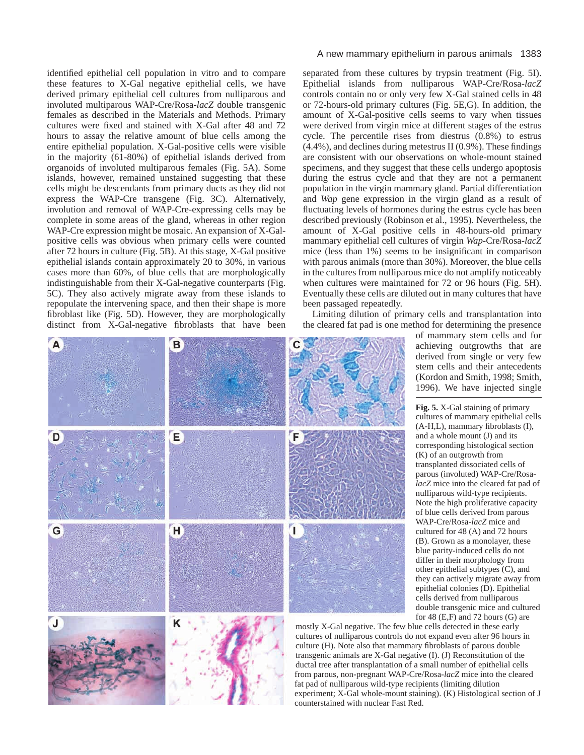identified epithelial cell population in vitro and to compare these features to X-Gal negative epithelial cells, we have derived primary epithelial cell cultures from nulliparous and involuted multiparous WAP-Cre/Rosa-*lacZ* double transgenic females as described in the Materials and Methods. Primary cultures were fixed and stained with X-Gal after 48 and 72 hours to assay the relative amount of blue cells among the entire epithelial population. X-Gal-positive cells were visible in the majority (61-80%) of epithelial islands derived from organoids of involuted multiparous females (Fig. 5A). Some islands, however, remained unstained suggesting that these cells might be descendants from primary ducts as they did not express the WAP-Cre transgene (Fig. 3C). Alternatively, involution and removal of WAP-Cre-expressing cells may be complete in some areas of the gland, whereas in other region WAP-Cre expression might be mosaic. An expansion of X-Gal-positive cells was obvious when primary cells were counted after 72 hours in culture (Fig. 5B). At this stage, X-Gal positive epithelial islands contain approximately 20 to 30%, in various cases more than 60%, of blue cells that are morphologically indistinguishable from their X-Gal-negative counterparts (Fig. 5C). They also actively migrate away from these islands to repopulate the intervening space, and then their shape is more fibroblast like (Fig. 5D). However, they are morphologically distinct from X-Gal-negative fibroblasts that have been separated from these cultures by trypsin treatment (Fig. 5I). Epithelial islands from nulliparous WAP-Cre/Rosa-*lacZ* controls contain no or only very few X-Gal stained cells in 48 or 72-hours-old primary cultures (Fig. 5E,G). In addition, the amount of X-Gal-positive cells seems to vary when tissues were derived from virgin mice at different stages of the estrus cycle. The percentile rises from diestrus (0.8%) to estrus (4.4%), and declines during metestrus II (0.9%). These findings are consistent with our observations on whole-mount stained specimens, and they suggest that these cells undergo apoptosis during the estrus cycle and that they are not a permanent population in the virgin mammary gland. Partial differentiation and *Wap* gene expression in the virgin gland as a result of fluctuating levels of hormones during the estrus cycle has been described previously (Robinson et al., 1995). Nevertheless, the amount of X-Gal positive cells in 48-hours-old primary mammary epithelial cell cultures of virgin *Wap*-Cre/Rosa-*lacZ* mice (less than 1%) seems to be insignificant in comparison with parous animals (more than 30%). Moreover, the blue cells in the cultures from nulliparous mice do not amplify noticeably when cultures were maintained for 72 or 96 hours (Fig. 5H). Eventually these cells are diluted out in many cultures that have been passaged repeatedly.

Limiting dilution of primary cells and transplantation into the cleared fat pad is one method for determining the presence of mammary stem cells and for achieving outgrowths that are derived from single or very few stem cells and their antecedents (Kordon and Smith, 1998; Smith, 1996). We have injected single

**Fig. 5.** X-Gal staining of primary cultures of mammary epithelial cells (A-H,L), mammary fibroblasts (I), and a whole mount (J) and its corresponding histological section (K) of an outgrowth from transplanted dissociated cells of parous (involuted) WAP-Cre/Rosa-*lacZ* mice into the cleared fat pad of nulliparous wild-type recipients. Note the high proliferative capacity of blue cells derived from parous WAP-Cre/Rosa-*lacZ* mice and cultured for 48 (A) and 72 hours (B). Grown as a monolayer, these blue parity-induced cells do not differ in their morphology from other epithelial subtypes (C), and they can actively migrate away from epithelial colonies (D). Epithelial cells derived from nulliparous double transgenic mice and cultured for 48 (E,F) and 72 hours (G) are mostly X-Gal negative. The few blue cells detected in these early cultures of nulliparous controls do not expand even after 96 hours in culture (H). Note also that mammary fibroblasts of parous double transgenic animals are X-Gal negative (I). (J) Reconstitution of the ductal tree after transplantation of a small number of epithelial cells from parous, non-pregnant WAP-Cre/Rosa-*lacZ* mice into the cleared fat pad of nulliparous wild-type recipients (limiting dilution experiment; X-Gal whole-mount staining). (K) Histological section of J counterstained with nuclear Fast Red.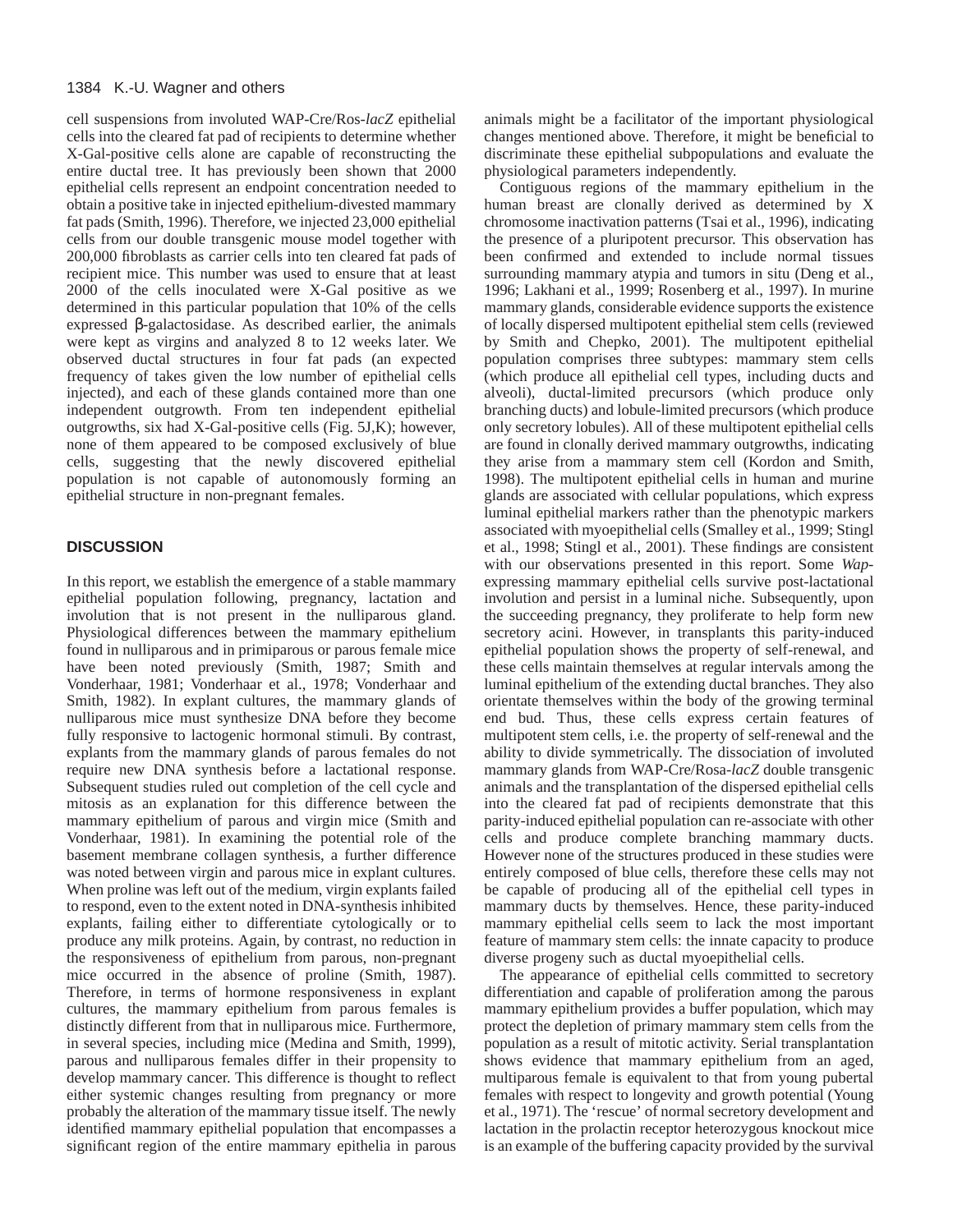cell suspensions from involuted WAP-Cre/Ros-*lacZ* epithelial cells into the cleared fat pad of recipients to determine whether X-Gal-positive cells alone are capable of reconstructing the entire ductal tree. It has previously been shown that 2000 epithelial cells represent an endpoint concentration needed to obtain a positive take in injected epithelium-divested mammary fat pads (Smith, 1996). Therefore, we injected 23,000 epithelial cells from our double transgenic mouse model together with 200,000 fibroblasts as carrier cells into ten cleared fat pads of recipient mice. This number was used to ensure that at least 2000 of the cells inoculated were X-Gal positive as we determined in this particular population that 10% of the cells expressed β-galactosidase. As described earlier, the animals were kept as virgins and analyzed 8 to 12 weeks later. We observed ductal structures in four fat pads (an expected frequency of takes given the low number of epithelial cells injected), and each of these glands contained more than one independent outgrowth. From ten independent epithelial outgrowths, six had X-Gal-positive cells (Fig. 5J,K); however, none of them appeared to be composed exclusively of blue cells, suggesting that the newly discovered epithelial population is not capable of autonomously forming an epithelial structure in non-pregnant females.

## DISCUSSION

In this report, we establish the emergence of a stable mammary epithelial population following, pregnancy, lactation and involution that is not present in the nulliparous gland. Physiological differences between the mammary epithelium found in nulliparous and in primiparous or parous female mice have been noted previously (Smith, 1987; Smith and Vonderhaar, 1981; Vonderhaar et al., 1978; Vonderhaar and Smith, 1982). In explant cultures, the mammary glands of nulliparous mice must synthesize DNA before they become fully responsive to lactogenic hormonal stimuli. By contrast, explants from the mammary glands of parous females do not require new DNA synthesis before a lactational response. Subsequent studies ruled out completion of the cell cycle and mitosis as an explanation for this difference between the mammary epithelium of parous and virgin mice (Smith and Vonderhaar, 1981). In examining the potential role of the basement membrane collagen synthesis, a further difference was noted between virgin and parous mice in explant cultures. When proline was left out of the medium, virgin explants failed to respond, even to the extent noted in DNA-synthesis inhibited explants, failing either to differentiate cytologically or to produce any milk proteins. Again, by contrast, no reduction in the responsiveness of epithelium from parous, non-pregnant mice occurred in the absence of proline (Smith, 1987). Therefore, in terms of hormone responsiveness in explant cultures, the mammary epithelium from parous females is distinctly different from that in nulliparous mice. Furthermore, in several species, including mice (Medina and Smith, 1999), parous and nulliparous females differ in their propensity to develop mammary cancer. This difference is thought to reflect either systemic changes resulting from pregnancy or more probably the alteration of the mammary tissue itself. The newly identified mammary epithelial population that encompasses a significant region of the entire mammary epithelia in parous animals might be a facilitator of the important physiological changes mentioned above. Therefore, it might be beneficial to discriminate these epithelial subpopulations and evaluate the physiological parameters independently.

Contiguous regions of the mammary epithelium in the human breast are clonally derived as determined by X chromosome inactivation patterns (Tsai et al., 1996), indicating the presence of a pluripotent precursor. This observation has been confirmed and extended to include normal tissues surrounding mammary atypia and tumors in situ (Deng et al., 1996; Lakhani et al., 1999; Rosenberg et al., 1997). In murine mammary glands, considerable evidence supports the existence of locally dispersed multipotent epithelial stem cells (reviewed by Smith and Chepko, 2001). The multipotent epithelial population comprises three subtypes: mammary stem cells (which produce all epithelial cell types, including ducts and alveoli), ductal-limited precursors (which produce only branching ducts) and lobule-limited precursors (which produce only secretory lobules). All of these multipotent epithelial cells are found in clonally derived mammary outgrowths, indicating they arise from a mammary stem cell (Kordon and Smith, 1998). The multipotent epithelial cells in human and murine glands are associated with cellular populations, which express luminal epithelial markers rather than the phenotypic markers associated with myoepithelial cells (Smalley et al., 1999; Stingl et al., 1998; Stingl et al., 2001). These findings are consistent with our observations presented in this report. Some *Wap*-expressing mammary epithelial cells survive post-lactational involution and persist in a luminal niche. Subsequently, upon the succeeding pregnancy, they proliferate to help form new secretory acini. However, in transplants this parity-induced epithelial population shows the property of self-renewal, and these cells maintain themselves at regular intervals among the luminal epithelium of the extending ductal branches. They also orientate themselves within the body of the growing terminal end bud. Thus, these cells express certain features of multipotent stem cells, i.e. the property of self-renewal and the ability to divide symmetrically. The dissociation of involuted mammary glands from WAP-Cre/Rosa-*lacZ* double transgenic animals and the transplantation of the dispersed epithelial cells into the cleared fat pad of recipients demonstrate that this parity-induced epithelial population can re-associate with other cells and produce complete branching mammary ducts. However none of the structures produced in these studies were entirely composed of blue cells, therefore these cells may not be capable of producing all of the epithelial cell types in mammary ducts by themselves. Hence, these parity-induced mammary epithelial cells seem to lack the most important feature of mammary stem cells: the innate capacity to produce diverse progeny such as ductal myoepithelial cells.

The appearance of epithelial cells committed to secretory differentiation and capable of proliferation among the parous mammary epithelium provides a buffer population, which may protect the depletion of primary mammary stem cells from the population as a result of mitotic activity. Serial transplantation shows evidence that mammary epithelium from an aged, multiparous female is equivalent to that from young pubertal females with respect to longevity and growth potential (Young et al., 1971). The 'rescue' of normal secretory development and lactation in the prolactin receptor heterozygous knockout mice is an example of the buffering capacity provided by the survival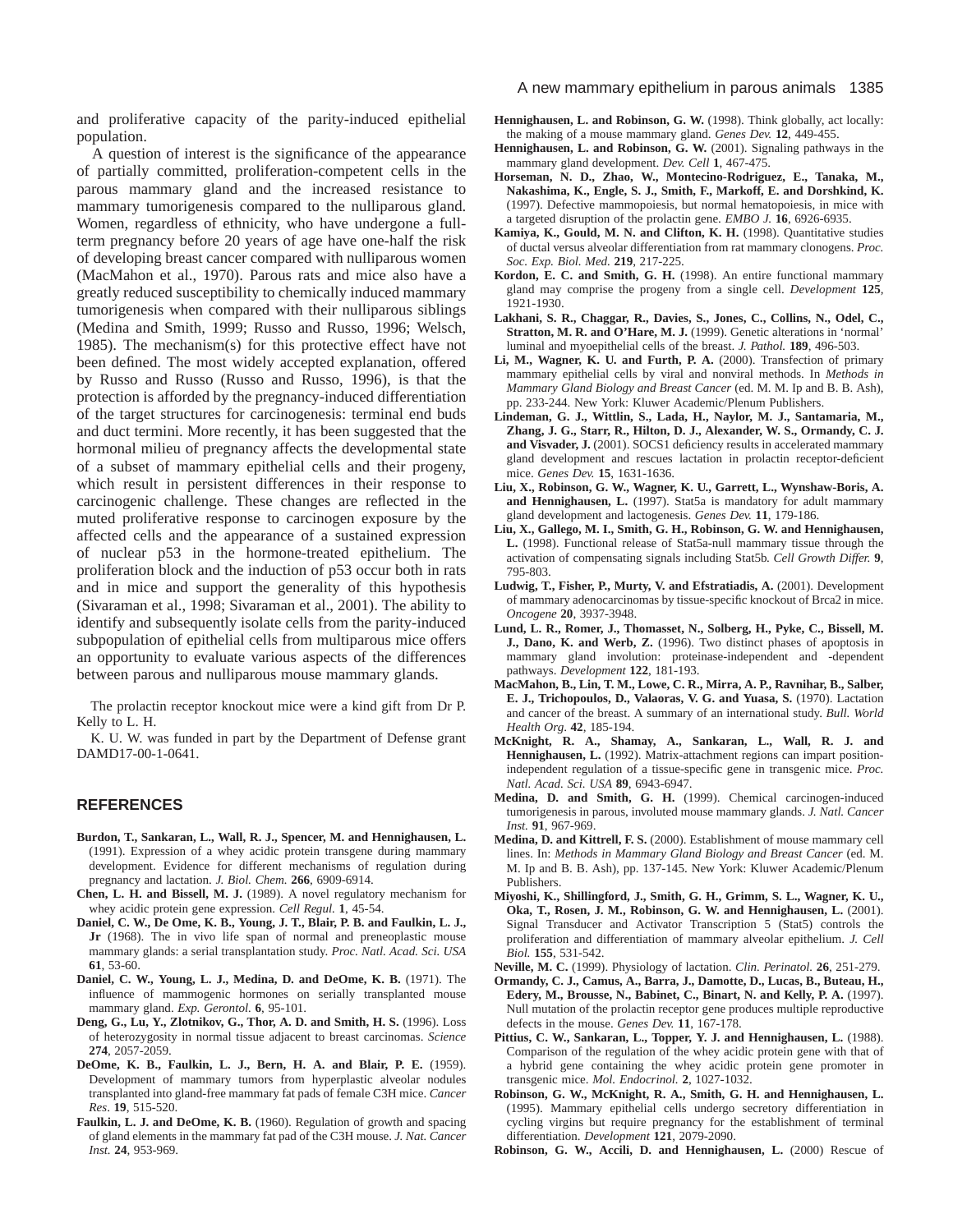and proliferative capacity of the parity-induced epithelial population.

A question of interest is the significance of the appearance of partially committed, proliferation-competent cells in the parous mammary gland and the increased resistance to mammary tumorigenesis compared to the nulliparous gland. Women, regardless of ethnicity, who have undergone a full-term pregnancy before 20 years of age have one-half the risk of developing breast cancer compared with nulliparous women (MacMahon et al., 1970). Parous rats and mice also have a greatly reduced susceptibility to chemically induced mammary tumorigenesis when compared with their nulliparous siblings (Medina and Smith, 1999; Russo and Russo, 1996; Welsch, 1985). The mechanism(s) for this protective effect have not been defined. The most widely accepted explanation, offered by Russo and Russo (Russo and Russo, 1996), is that the protection is afforded by the pregnancy-induced differentiation of the target structures for carcinogenesis: terminal end buds and duct termini. More recently, it has been suggested that the hormonal milieu of pregnancy affects the developmental state of a subset of mammary epithelial cells and their progeny, which result in persistent differences in their response to carcinogenic challenge. These changes are reflected in the muted proliferative response to carcinogen exposure by the affected cells and the appearance of a sustained expression of nuclear p53 in the hormone-treated epithelium. The proliferation block and the induction of p53 occur both in rats and in mice and support the generality of this hypothesis (Sivaraman et al., 1998; Sivaraman et al., 2001). The ability to identify and subsequently isolate cells from the parity-induced subpopulation of epithelial cells from multiparous mice offers an opportunity to evaluate various aspects of the differences between parous and nulliparous mouse mammary glands.

The prolactin receptor knockout mice were a kind gift from Dr P. Kelly to L. H.

K. U. W. was funded in part by the Department of Defense grant DAMD17-00-1-0641.

## REFERENCES

**Burdon, T., Sankaran, L., Wall, R. J., Spencer, M. and Hennighausen, L.** (1991). Expression of a whey acidic protein transgene during mammary development. Evidence for different mechanisms of regulation during pregnancy and lactation. *J. Biol. Chem.* **266**, 6909-6914.

**Chen, L. H. and Bissell, M. J.** (1989). A novel regulatory mechanism for whey acidic protein gene expression. *Cell Regul.* **1**, 45-54.

**Daniel, C. W., De Ome, K. B., Young, J. T., Blair, P. B. and Faulkin, L. J., Jr** (1968). The in vivo life span of normal and preneoplastic mouse mammary glands: a serial transplantation study. *Proc. Natl. Acad. Sci. USA* **61**, 53-60.

**Daniel, C. W., Young, L. J., Medina, D. and DeOme, K. B.** (1971). The influence of mammogenic hormones on serially transplanted mouse mammary gland. *Exp. Gerontol.* **6**, 95-101.

**Deng, G., Lu, Y., Zlotnikov, G., Thor, A. D. and Smith, H. S.** (1996). Loss of heterozygosity in normal tissue adjacent to breast carcinomas. *Science* **274**, 2057-2059.

**DeOme, K. B., Faulkin, L. J., Bern, H. A. and Blair, P. E.** (1959). Development of mammary tumors from hyperplastic alveolar nodules transplanted into gland-free mammary fat pads of female C3H mice. *Cancer Res*. **19**, 515-520.

**Faulkin, L. J. and DeOme, K. B.** (1960). Regulation of growth and spacing of gland elements in the mammary fat pad of the C3H mouse. *J. Nat. Cancer Inst.* **24**, 953-969.

**Hennighausen, L. and Robinson, G. W.** (1998). Think globally, act locally: the making of a mouse mammary gland. *Genes Dev.* **12**, 449-455.

**Hennighausen, L. and Robinson, G. W.** (2001). Signaling pathways in the mammary gland development. *Dev. Cell* **1**, 467-475.

**Horseman, N. D., Zhao, W., Montecino-Rodriguez, E., Tanaka, M., Nakashima, K., Engle, S. J., Smith, F., Markoff, E. and Dorshkind, K.** (1997). Defective mammopoiesis, but normal hematopoiesis, in mice with a targeted disruption of the prolactin gene. *EMBO J.* **16**, 6926-6935.

**Kamiya, K., Gould, M. N. and Clifton, K. H.** (1998). Quantitative studies of ductal versus alveolar differentiation from rat mammary clonogens. *Proc. Soc. Exp. Biol. Med.* **219**, 217-225.

**Kordon, E. C. and Smith, G. H.** (1998). An entire functional mammary gland may comprise the progeny from a single cell. *Development* **125**, 1921-1930.

**Lakhani, S. R., Chaggar, R., Davies, S., Jones, C., Collins, N., Odel, C., Stratton, M. R. and O'Hare, M. J.** (1999). Genetic alterations in 'normal' luminal and myoepithelial cells of the breast. *J. Pathol.* **189**, 496-503.

**Li, M., Wagner, K. U. and Furth, P. A.** (2000). Transfection of primary mammary epithelial cells by viral and nonviral methods. In *Methods in Mammary Gland Biology and Breast Cancer* (ed. M. M. Ip and B. B. Ash), pp. 233-244. New York: Kluwer Academic/Plenum Publishers.

**Lindeman, G. J., Wittlin, S., Lada, H., Naylor, M. J., Santamaria, M., Zhang, J. G., Starr, R., Hilton, D. J., Alexander, W. S., Ormandy, C. J. and Visvader, J.** (2001). SOCS1 deficiency results in accelerated mammary gland development and rescues lactation in prolactin receptor-deficient mice. *Genes Dev.* **15**, 1631-1636.

**Liu, X., Robinson, G. W., Wagner, K. U., Garrett, L., Wynshaw-Boris, A. and Hennighausen, L.** (1997). Stat5a is mandatory for adult mammary gland development and lactogenesis. *Genes Dev.* **11**, 179-186.

**Liu, X., Gallego, M. I., Smith, G. H., Robinson, G. W. and Hennighausen, L.** (1998). Functional release of Stat5a-null mammary tissue through the activation of compensating signals including Stat5b. *Cell Growth Differ.* **9**, 795-803.

**Ludwig, T., Fisher, P., Murty, V. and Efstratiadis, A.** (2001). Development of mammary adenocarcinomas by tissue-specific knockout of Brca2 in mice. *Oncogene* **20**, 3937-3948.

**Lund, L. R., Romer, J., Thomasset, N., Solberg, H., Pyke, C., Bissell, M. J., Dano, K. and Werb, Z.** (1996). Two distinct phases of apoptosis in mammary gland involution: proteinase-independent and -dependent pathways. *Development* **122**, 181-193.

**MacMahon, B., Lin, T. M., Lowe, C. R., Mirra, A. P., Ravnihar, B., Salber, E. J., Trichopoulos, D., Valaoras, V. G. and Yuasa, S.** (1970). Lactation and cancer of the breast. A summary of an international study. *Bull. World Health Org.* **42**, 185-194.

**McKnight, R. A., Shamay, A., Sankaran, L., Wall, R. J. and Hennighausen, L.** (1992). Matrix-attachment regions can impart position-independent regulation of a tissue-specific gene in transgenic mice. *Proc. Natl. Acad. Sci. USA* **89**, 6943-6947.

**Medina, D. and Smith, G. H.** (1999). Chemical carcinogen-induced tumorigenesis in parous, involuted mouse mammary glands. *J. Natl. Cancer Inst.* **91**, 967-969.

**Medina, D. and Kittrell, F. S.** (2000). Establishment of mouse mammary cell lines. In: *Methods in Mammary Gland Biology and Breast Cancer* (ed. M. M. Ip and B. B. Ash), pp. 137-145. New York: Kluwer Academic/Plenum Publishers.

**Miyoshi, K., Shillingford, J., Smith, G. H., Grimm, S. L., Wagner, K. U., Oka, T., Rosen, J. M., Robinson, G. W. and Hennighausen, L.** (2001). Signal Transducer and Activator Transcription 5 (Stat5) controls the proliferation and differentiation of mammary alveolar epithelium. *J. Cell Biol.* **155**, 531-542.

**Neville, M. C.** (1999). Physiology of lactation. *Clin. Perinatol.* **26**, 251-279.

**Ormandy, C. J., Camus, A., Barra, J., Damotte, D., Lucas, B., Buteau, H., Edery, M., Brousse, N., Babinet, C., Binart, N. and Kelly, P. A.** (1997). Null mutation of the prolactin receptor gene produces multiple reproductive defects in the mouse. *Genes Dev.* **11**, 167-178.

**Pittius, C. W., Sankaran, L., Topper, Y. J. and Hennighausen, L.** (1988). Comparison of the regulation of the whey acidic protein gene with that of a hybrid gene containing the whey acidic protein gene promoter in transgenic mice. *Mol. Endocrinol.* **2**, 1027-1032.

**Robinson, G. W., McKnight, R. A., Smith, G. H. and Hennighausen, L.** (1995). Mammary epithelial cells undergo secretory differentiation in cycling virgins but require pregnancy for the establishment of terminal differentiation. *Development* **121**, 2079-2090.

**Robinson, G. W., Accili, D. and Hennighausen, L.** (2000) Rescue of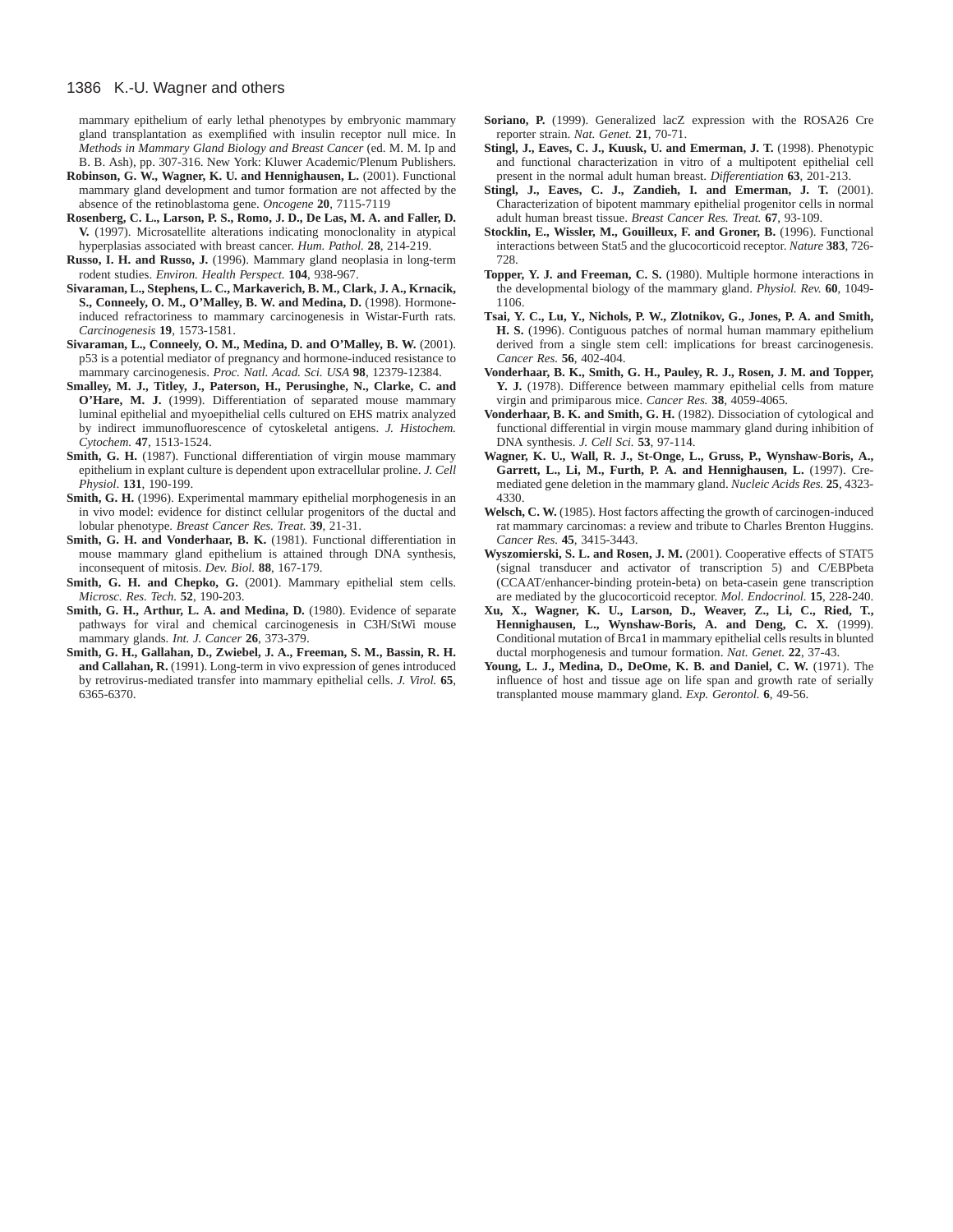mammary epithelium of early lethal phenotypes by embryonic mammary gland transplantation as exemplified with insulin receptor null mice. In *Methods in Mammary Gland Biology and Breast Cancer* (ed. M. M. Ip and B. B. Ash), pp. 307-316. New York: Kluwer Academic/Plenum Publishers.

**Robinson, G. W., Wagner, K. U. and Hennighausen, L.** (2001). Functional mammary gland development and tumor formation are not affected by the absence of the retinoblastoma gene. *Oncogene* **20**, 7115-7119

**Rosenberg, C. L., Larson, P. S., Romo, J. D., De Las, M. A. and Faller, D. V.** (1997). Microsatellite alterations indicating monoclonality in atypical hyperplasias associated with breast cancer. *Hum. Pathol.* **28**, 214-219.

**Russo, I. H. and Russo, J.** (1996). Mammary gland neoplasia in long-term rodent studies. *Environ. Health Perspect.* **104**, 938-967.

**Sivaraman, L., Stephens, L. C., Markaverich, B. M., Clark, J. A., Krnacik, S., Conneely, O. M., O'Malley, B. W. and Medina, D.** (1998). Hormone-induced refractoriness to mammary carcinogenesis in Wistar-Furth rats. *Carcinogenesis* **19**, 1573-1581.

**Sivaraman, L., Conneely, O. M., Medina, D. and O'Malley, B. W.** (2001). p53 is a potential mediator of pregnancy and hormone-induced resistance to mammary carcinogenesis. *Proc. Natl. Acad. Sci. USA* **98**, 12379-12384.

**Smalley, M. J., Titley, J., Paterson, H., Perusinghe, N., Clarke, C. and O'Hare, M. J.** (1999). Differentiation of separated mouse mammary luminal epithelial and myoepithelial cells cultured on EHS matrix analyzed by indirect immunofluorescence of cytoskeletal antigens. *J. Histochem. Cytochem.* **47**, 1513-1524.

**Smith, G. H.** (1987). Functional differentiation of virgin mouse mammary epithelium in explant culture is dependent upon extracellular proline. *J. Cell Physiol*. **131**, 190-199.

**Smith, G. H.** (1996). Experimental mammary epithelial morphogenesis in an in vivo model: evidence for distinct cellular progenitors of the ductal and lobular phenotype. *Breast Cancer Res. Treat.* **39**, 21-31.

**Smith, G. H. and Vonderhaar, B. K.** (1981). Functional differentiation in mouse mammary gland epithelium is attained through DNA synthesis, inconsequent of mitosis. *Dev. Biol.* **88**, 167-179.

**Smith, G. H. and Chepko, G.** (2001). Mammary epithelial stem cells. *Microsc. Res. Tech.* **52**, 190-203.

**Smith, G. H., Arthur, L. A. and Medina, D.** (1980). Evidence of separate pathways for viral and chemical carcinogenesis in C3H/StWi mouse mammary glands. *Int. J. Cancer* **26**, 373-379.

**Smith, G. H., Gallahan, D., Zwiebel, J. A., Freeman, S. M., Bassin, R. H. and Callahan, R.** (1991). Long-term in vivo expression of genes introduced by retrovirus-mediated transfer into mammary epithelial cells. *J. Virol.* **65**, 6365-6370.

**Soriano, P.** (1999). Generalized lacZ expression with the ROSA26 Cre reporter strain. *Nat. Genet.* **21**, 70-71.

**Stingl, J., Eaves, C. J., Kuusk, U. and Emerman, J. T.** (1998). Phenotypic and functional characterization in vitro of a multipotent epithelial cell present in the normal adult human breast. *Differentiation* **63**, 201-213.

**Stingl, J., Eaves, C. J., Zandieh, I. and Emerman, J. T.** (2001). Characterization of bipotent mammary epithelial progenitor cells in normal adult human breast tissue. *Breast Cancer Res. Treat.* **67**, 93-109.

**Stocklin, E., Wissler, M., Gouilleux, F. and Groner, B.** (1996). Functional interactions between Stat5 and the glucocorticoid receptor. *Nature* **383**, 726-728.

**Topper, Y. J. and Freeman, C. S.** (1980). Multiple hormone interactions in the developmental biology of the mammary gland. *Physiol. Rev.* **60**, 1049-1106.

**Tsai, Y. C., Lu, Y., Nichols, P. W., Zlotnikov, G., Jones, P. A. and Smith, H. S.** (1996). Contiguous patches of normal human mammary epithelium derived from a single stem cell: implications for breast carcinogenesis. *Cancer Res.* **56**, 402-404.

**Vonderhaar, B. K., Smith, G. H., Pauley, R. J., Rosen, J. M. and Topper, Y. J.** (1978). Difference between mammary epithelial cells from mature virgin and primiparous mice. *Cancer Res.* **38**, 4059-4065.

**Vonderhaar, B. K. and Smith, G. H.** (1982). Dissociation of cytological and functional differential in virgin mouse mammary gland during inhibition of DNA synthesis. *J. Cell Sci.* **53**, 97-114.

**Wagner, K. U., Wall, R. J., St-Onge, L., Gruss, P., Wynshaw-Boris, A., Garrett, L., Li, M., Furth, P. A. and Hennighausen, L.** (1997). Cre-mediated gene deletion in the mammary gland. *Nucleic Acids Res.* **25**, 4323-4330.

**Welsch, C. W.** (1985). Host factors affecting the growth of carcinogen-induced rat mammary carcinomas: a review and tribute to Charles Brenton Huggins. *Cancer Res.* **45**, 3415-3443.

**Wyszomierski, S. L. and Rosen, J. M.** (2001). Cooperative effects of STAT5 (signal transducer and activator of transcription 5) and C/EBPbeta (CCAAT/enhancer-binding protein-beta) on beta-casein gene transcription are mediated by the glucocorticoid receptor. *Mol. Endocrinol.* **15**, 228-240.

**Xu, X., Wagner, K. U., Larson, D., Weaver, Z., Li, C., Ried, T., Hennighausen, L., Wynshaw-Boris, A. and Deng, C. X.** (1999). Conditional mutation of Brca1 in mammary epithelial cells results in blunted ductal morphogenesis and tumour formation. *Nat. Genet.* **22**, 37-43.

**Young, L. J., Medina, D., DeOme, K. B. and Daniel, C. W.** (1971). The influence of host and tissue age on life span and growth rate of serially transplanted mouse mammary gland. *Exp. Gerontol.* **6**, 49-56.